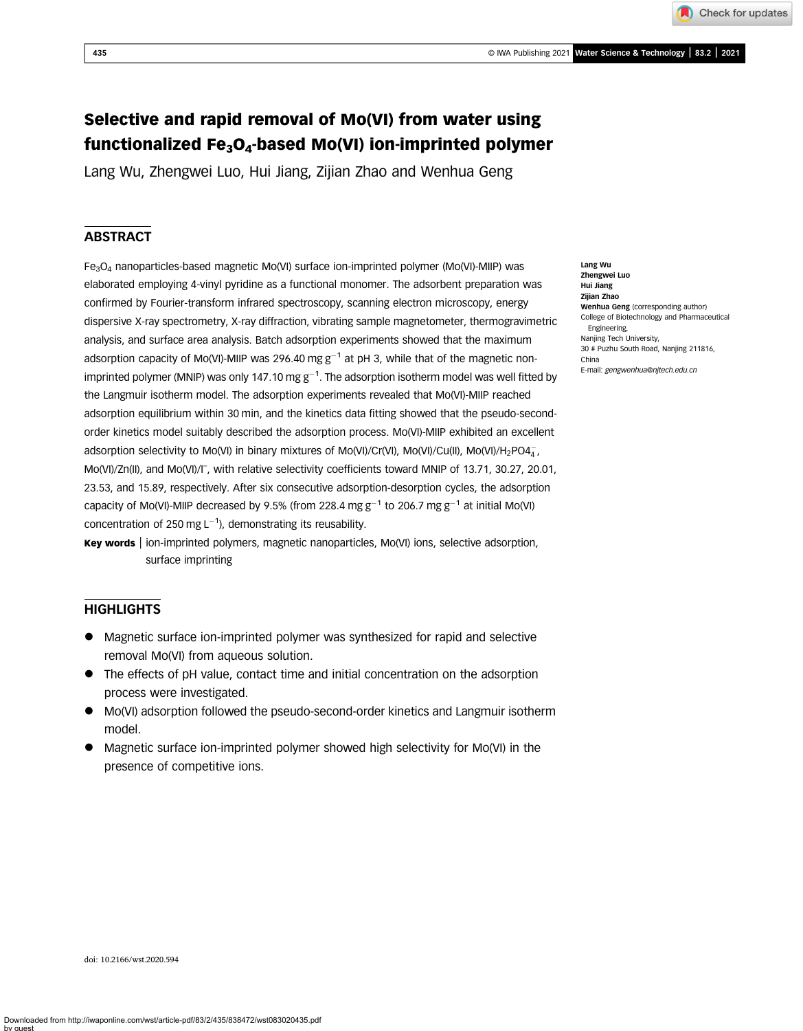# Selective and rapid removal of Mo(VI) from water using functionalized $Fe_3O_4$-based Mo(VI) ion-imprinted polymer

Lang Wu, Zhengwei Luo, Hui Jiang, Zijian Zhao and Wenhua Geng

## ABSTRACT

$Fe_3O_4$ nanoparticles-based magnetic Mo(VI) surface ion-imprinted polymer (Mo(VI)-MIIP) was elaborated employing 4-vinyl pyridine as a functional monomer. The adsorbent preparation was confirmed by Fourier-transform infrared spectroscopy, scanning electron microscopy, energy dispersive X-ray spectrometry, X-ray diffraction, vibrating sample magnetometer, thermogravimetric analysis, and surface area analysis. Batch adsorption experiments showed that the maximum adsorption capacity of Mo(VI)-MIIP was 296.40 mg $g^{-1}$ at pH 3, while that of the magnetic non-imprinted polymer (MNIP) was only 147.10 mg $g^{-1}$. The adsorption isotherm model was well fitted by the Langmuir isotherm model. The adsorption experiments revealed that Mo(VI)-MIIP reached adsorption equilibrium within 30 min, and the kinetics data fitting showed that the pseudo-second-order kinetics model suitably described the adsorption process. Mo(VI)-MIIP exhibited an excellent adsorption selectivity to Mo(VI) in binary mixtures of Mo(VI)/Cr(VI), Mo(VI)/Cu(II), Mo(VI)/$H_2PO_4^-$, Mo(VI)/Zn(II), and Mo(VI)/$I^-$, with relative selectivity coefficients toward MNIP of 13.71, 30.27, 20.01, 23.53, and 15.89, respectively. After six consecutive adsorption-desorption cycles, the adsorption capacity of Mo(VI)-MIIP decreased by 9.5% (from 228.4 mg $g^{-1}$ to 206.7 mg $g^{-1}$ at initial Mo(VI) concentration of 250 mg $L^{-1}$), demonstrating its reusability.

**Key words** | ion-imprinted polymers, magnetic nanoparticles, Mo(VI) ions, selective adsorption, surface imprinting

**Lang Wu**
**Zhengwei Luo**
**Hui Jiang**
**Zijian Zhao**
**Wenhua Geng** (corresponding author)
College of Biotechnology and Pharmaceutical Engineering,
Nanjing Tech University,
30 # Puzhu South Road, Nanjing 211816,
China
E-mail: *gengwenhua@njtech.edu.cn*

## HIGHLIGHTS

- Magnetic surface ion-imprinted polymer was synthesized for rapid and selective removal Mo(VI) from aqueous solution.
- The effects of pH value, contact time and initial concentration on the adsorption process were investigated.
- Mo(VI) adsorption followed the pseudo-second-order kinetics and Langmuir isotherm model.
- Magnetic surface ion-imprinted polymer showed high selectivity for Mo(VI) in the presence of competitive ions.

doi: 10.2166/wst.2020.594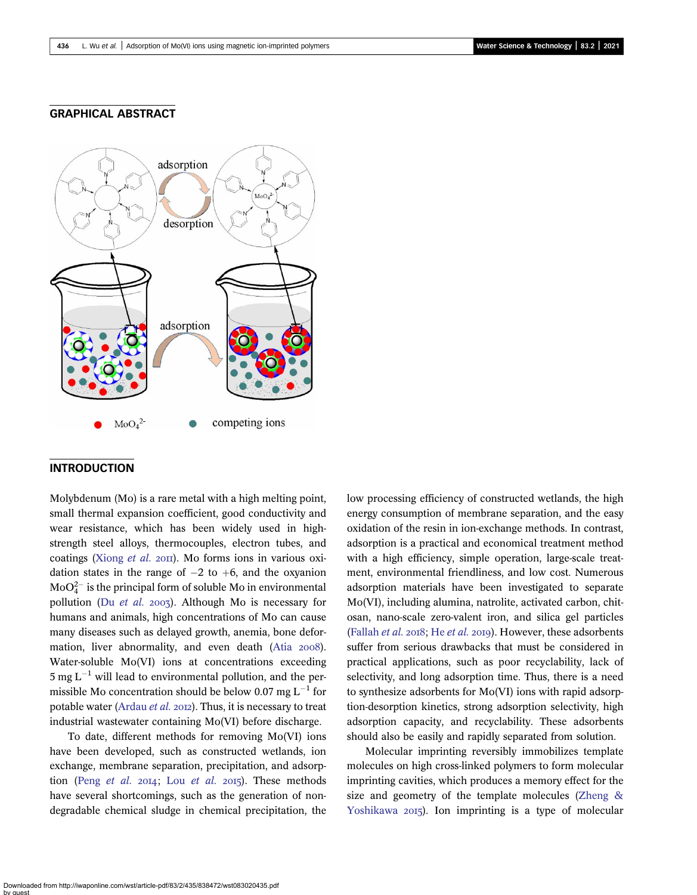## GRAPHICAL ABSTRACT

## INTRODUCTION

Molybdenum (Mo) is a rare metal with a high melting point, small thermal expansion coefficient, good conductivity and wear resistance, which has been widely used in high-strength steel alloys, thermocouples, electron tubes, and coatings (Xiong *et al.* 2011). Mo forms ions in various oxidation states in the range of −2 to +6, and the oxyanion $MoO_4^{2-}$ is the principal form of soluble Mo in environmental pollution (Du *et al.* 2003). Although Mo is necessary for humans and animals, high concentrations of Mo can cause many diseases such as delayed growth, anemia, bone deformation, liver abnormality, and even death (Atia 2008). Water-soluble Mo(VI) ions at concentrations exceeding 5 mg $L^{-1}$ will lead to environmental pollution, and the permissible Mo concentration should be below 0.07 mg $L^{-1}$ for potable water (Ardau *et al.* 2012). Thus, it is necessary to treat industrial wastewater containing Mo(VI) before discharge.

To date, different methods for removing Mo(VI) ions have been developed, such as constructed wetlands, ion exchange, membrane separation, precipitation, and adsorption (Peng *et al.* 2014; Lou *et al.* 2015). These methods have several shortcomings, such as the generation of non-degradable chemical sludge in chemical precipitation, the low processing efficiency of constructed wetlands, the high energy consumption of membrane separation, and the easy oxidation of the resin in ion-exchange methods. In contrast, adsorption is a practical and economical treatment method with a high efficiency, simple operation, large-scale treatment, environmental friendliness, and low cost. Numerous adsorption materials have been investigated to separate Mo(VI), including alumina, natrolite, activated carbon, chitosan, nano-scale zero-valent iron, and silica gel particles (Fallah *et al.* 2018; He *et al.* 2019). However, these adsorbents suffer from serious drawbacks that must be considered in practical applications, such as poor recyclability, lack of selectivity, and long adsorption time. Thus, there is a need to synthesize adsorbents for Mo(VI) ions with rapid adsorption-desorption kinetics, strong adsorption selectivity, high adsorption capacity, and recyclability. These adsorbents should also be easily and rapidly separated from solution.

Molecular imprinting reversibly immobilizes template molecules on high cross-linked polymers to form molecular imprinting cavities, which produces a memory effect for the size and geometry of the template molecules (Zheng & Yoshikawa 2015). Ion imprinting is a type of molecular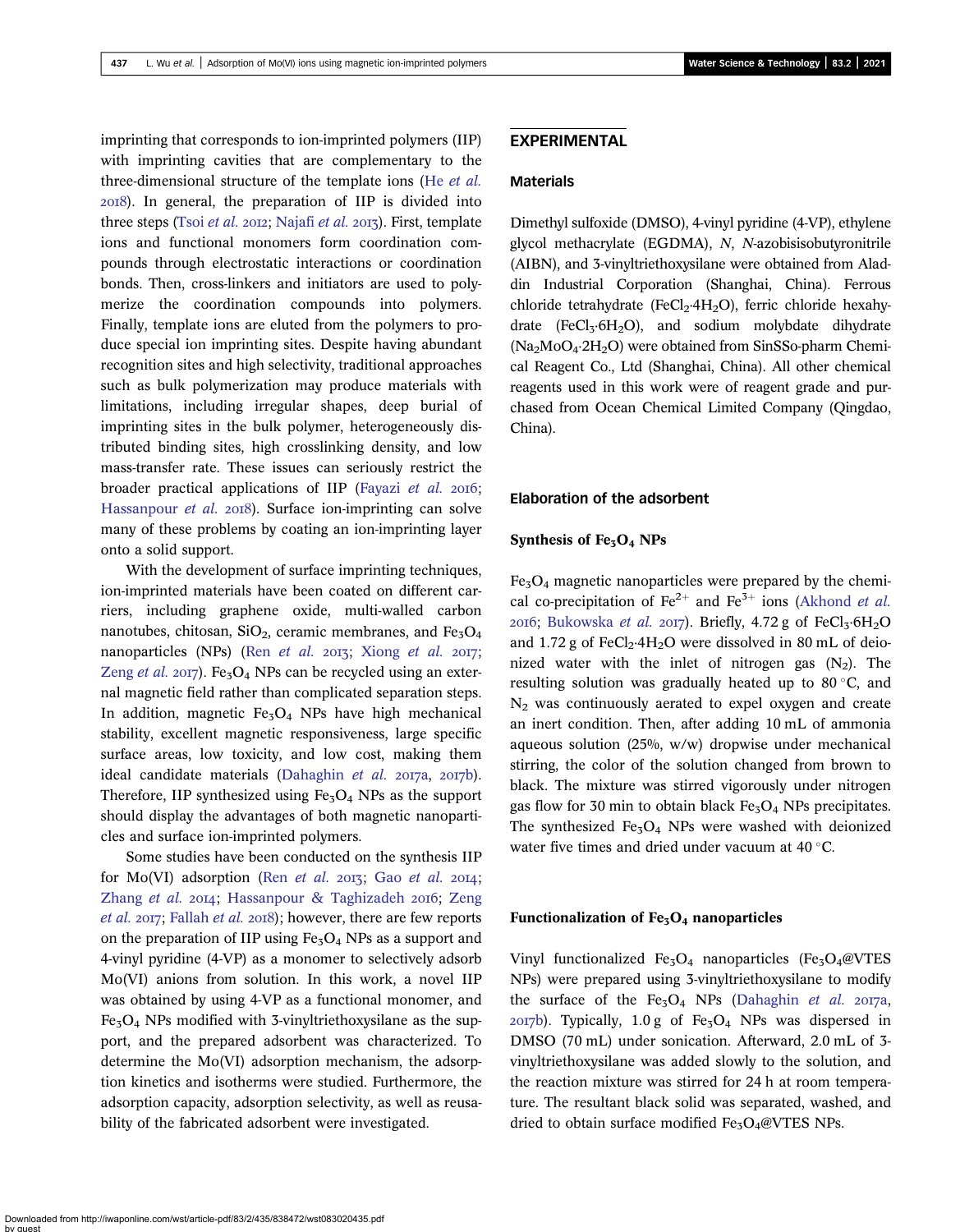imprinting that corresponds to ion-imprinted polymers (IIP) with imprinting cavities that are complementary to the three-dimensional structure of the template ions (He *et al.* 2018). In general, the preparation of IIP is divided into three steps (Tsoi *et al.* 2012; Najafi *et al.* 2013). First, template ions and functional monomers form coordination compounds through electrostatic interactions or coordination bonds. Then, cross-linkers and initiators are used to polymerize the coordination compounds into polymers. Finally, template ions are eluted from the polymers to produce special ion imprinting sites. Despite having abundant recognition sites and high selectivity, traditional approaches such as bulk polymerization may produce materials with limitations, including irregular shapes, deep burial of imprinting sites in the bulk polymer, heterogeneously distributed binding sites, high crosslinking density, and low mass-transfer rate. These issues can seriously restrict the broader practical applications of IIP (Fayazi *et al.* 2016; Hassanpour *et al.* 2018). Surface ion-imprinting can solve many of these problems by coating an ion-imprinting layer onto a solid support.

With the development of surface imprinting techniques, ion-imprinted materials have been coated on different carriers, including graphene oxide, multi-walled carbon nanotubes, chitosan, $SiO_2$, ceramic membranes, and $Fe_3O_4$ nanoparticles (NPs) (Ren *et al.* 2013; Xiong *et al.* 2017; Zeng *et al.* 2017). $Fe_3O_4$ NPs can be recycled using an external magnetic field rather than complicated separation steps. In addition, magnetic $Fe_3O_4$ NPs have high mechanical stability, excellent magnetic responsiveness, large specific surface areas, low toxicity, and low cost, making them ideal candidate materials (Dahaghin *et al.* 2017a, 2017b). Therefore, IIP synthesized using $Fe_3O_4$ NPs as the support should display the advantages of both magnetic nanoparticles and surface ion-imprinted polymers.

Some studies have been conducted on the synthesis IIP for Mo(VI) adsorption (Ren *et al.* 2013; Gao *et al.* 2014; Zhang *et al.* 2014; Hassanpour & Taghizadeh 2016; Zeng *et al.* 2017; Fallah *et al.* 2018); however, there are few reports on the preparation of IIP using $Fe_3O_4$ NPs as a support and 4-vinyl pyridine (4-VP) as a monomer to selectively adsorb Mo(VI) anions from solution. In this work, a novel IIP was obtained by using 4-VP as a functional monomer, and $Fe_3O_4$ NPs modified with 3-vinyltriethoxysilane as the support, and the prepared adsorbent was characterized. To determine the Mo(VI) adsorption mechanism, the adsorption kinetics and isotherms were studied. Furthermore, the adsorption capacity, adsorption selectivity, as well as reusability of the fabricated adsorbent were investigated.

## EXPERIMENTAL

### Materials

Dimethyl sulfoxide (DMSO), 4-vinyl pyridine (4-VP), ethylene glycol methacrylate (EGDMA), *N*, *N*-azobisisobutyronitrile (AIBN), and 3-vinyltriethoxysilane were obtained from Aladdin Industrial Corporation (Shanghai, China). Ferrous chloride tetrahydrate ($FeCl_2{\cdot}4H_2O$), ferric chloride hexahydrate ($FeCl_3{\cdot}6H_2O$), and sodium molybdate dihydrate ($Na_2MoO_4{\cdot}2H_2O$) were obtained from SinSSo-pharm Chemical Reagent Co., Ltd (Shanghai, China). All other chemical reagents used in this work were of reagent grade and purchased from Ocean Chemical Limited Company (Qingdao, China).

### Elaboration of the adsorbent

#### Synthesis of $Fe_3O_4$ NPs

$Fe_3O_4$ magnetic nanoparticles were prepared by the chemical co-precipitation of $Fe^{2+}$ and $Fe^{3+}$ ions (Akhond *et al.* 2016; Bukowska *et al.* 2017). Briefly, 4.72 g of $FeCl_3{\cdot}6H_2O$ and 1.72 g of $FeCl_2{\cdot}4H_2O$ were dissolved in 80 mL of deionized water with the inlet of nitrogen gas ($N_2$). The resulting solution was gradually heated up to 80 °C, and $N_2$ was continuously aerated to expel oxygen and create an inert condition. Then, after adding 10 mL of ammonia aqueous solution (25%, w/w) dropwise under mechanical stirring, the color of the solution changed from brown to black. The mixture was stirred vigorously under nitrogen gas flow for 30 min to obtain black $Fe_3O_4$ NPs precipitates. The synthesized $Fe_3O_4$ NPs were washed with deionized water five times and dried under vacuum at 40 °C.

#### Functionalization of $Fe_3O_4$ nanoparticles

Vinyl functionalized $Fe_3O_4$ nanoparticles ($Fe_3O_4$@VTES NPs) were prepared using 3-vinyltriethoxysilane to modify the surface of the $Fe_3O_4$ NPs (Dahaghin *et al.* 2017a, 2017b). Typically, 1.0 g of $Fe_3O_4$ NPs was dispersed in DMSO (70 mL) under sonication. Afterward, 2.0 mL of 3-vinyltriethoxysilane was added slowly to the solution, and the reaction mixture was stirred for 24 h at room temperature. The resultant black solid was separated, washed, and dried to obtain surface modified $Fe_3O_4$@VTES NPs.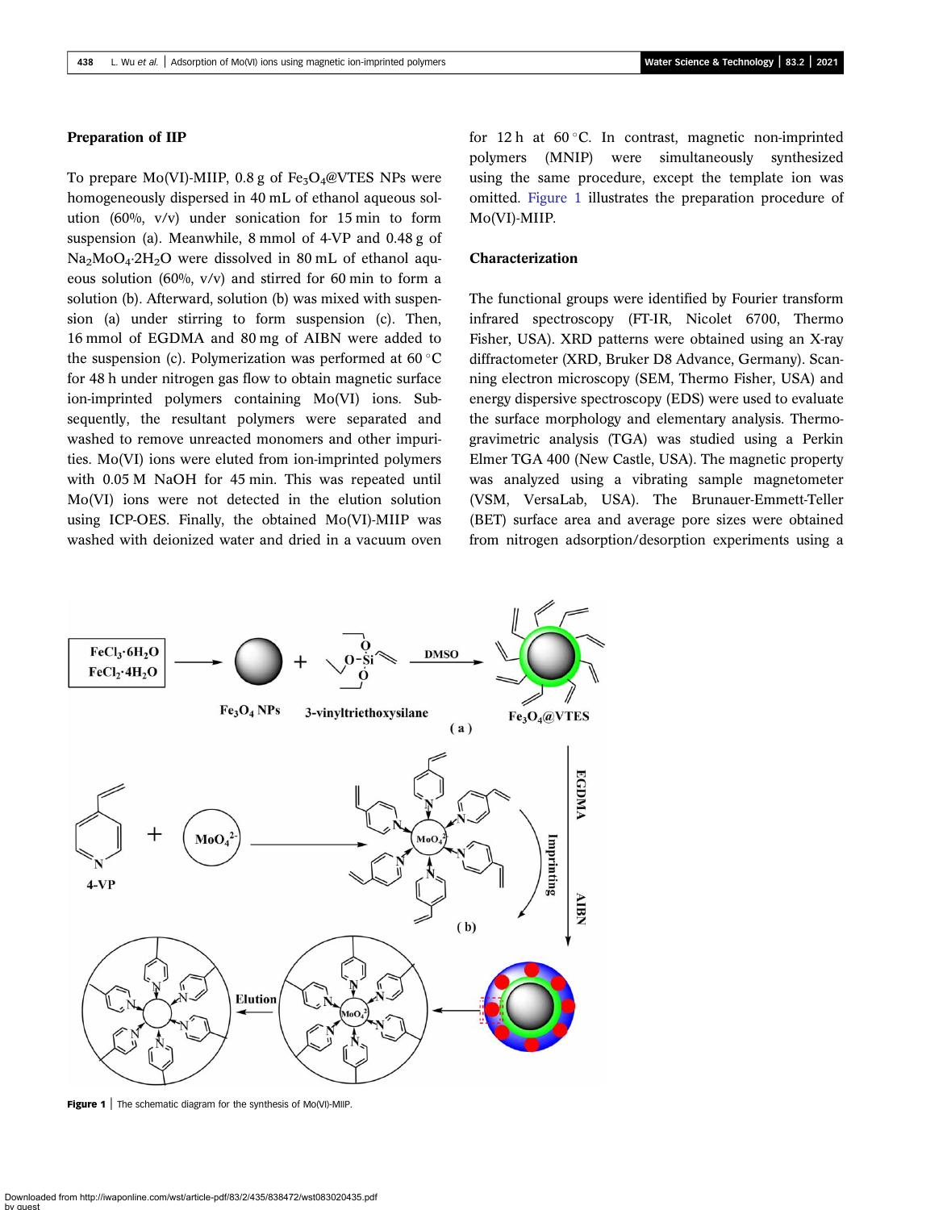### Preparation of IIP

To prepare Mo(VI)-MIIP, 0.8 g of $Fe_3O_4$@VTES NPs were homogeneously dispersed in 40 mL of ethanol aqueous solution (60%, v/v) under sonication for 15 min to form suspension (a). Meanwhile, 8 mmol of 4-VP and 0.48 g of $Na_2MoO_4 \cdot 2H_2O$ were dissolved in 80 mL of ethanol aqueous solution (60%, v/v) and stirred for 60 min to form a solution (b). Afterward, solution (b) was mixed with suspension (a) under stirring to form suspension (c). Then, 16 mmol of EGDMA and 80 mg of AIBN were added to the suspension (c). Polymerization was performed at 60 °C for 48 h under nitrogen gas flow to obtain magnetic surface ion-imprinted polymers containing Mo(VI) ions. Subsequently, the resultant polymers were separated and washed to remove unreacted monomers and other impurities. Mo(VI) ions were eluted from ion-imprinted polymers with 0.05 M NaOH for 45 min. This was repeated until Mo(VI) ions were not detected in the elution solution using ICP-OES. Finally, the obtained Mo(VI)-MIIP was washed with deionized water and dried in a vacuum oven for 12 h at 60 °C. In contrast, magnetic non-imprinted polymers (MNIP) were simultaneously synthesized using the same procedure, except the template ion was omitted. Figure 1 illustrates the preparation procedure of Mo(VI)-MIIP.

### Characterization

The functional groups were identified by Fourier transform infrared spectroscopy (FT-IR, Nicolet 6700, Thermo Fisher, USA). XRD patterns were obtained using an X-ray diffractometer (XRD, Bruker D8 Advance, Germany). Scanning electron microscopy (SEM, Thermo Fisher, USA) and energy dispersive spectroscopy (EDS) were used to evaluate the surface morphology and elementary analysis. Thermogravimetric analysis (TGA) was studied using a Perkin Elmer TGA 400 (New Castle, USA). The magnetic property was analyzed using a vibrating sample magnetometer (VSM, VersaLab, USA). The Brunauer-Emmett-Teller (BET) surface area and average pore sizes were obtained from nitrogen adsorption/desorption experiments using a

**Figure 1** | The schematic diagram for the synthesis of Mo(VI)-MIIP.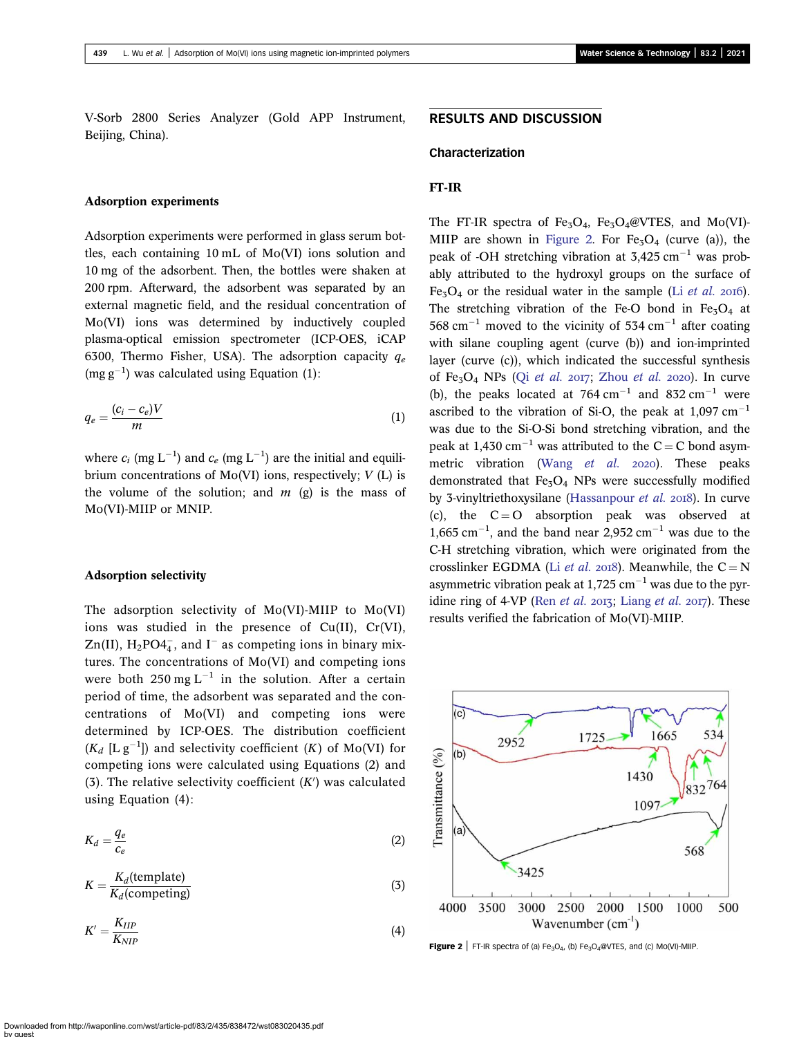V-Sorb 2800 Series Analyzer (Gold APP Instrument, Beijing, China).

### Adsorption experiments

Adsorption experiments were performed in glass serum bottles, each containing 10 mL of Mo(VI) ions solution and 10 mg of the adsorbent. Then, the bottles were shaken at 200 rpm. Afterward, the adsorbent was separated by an external magnetic field, and the residual concentration of Mo(VI) ions was determined by inductively coupled plasma-optical emission spectrometer (ICP-OES, iCAP 6300, Thermo Fisher, USA). The adsorption capacity $q_e$ (mg $g^{-1}$) was calculated using Equation (1):

$$q_e = \frac{(c_i - c_e)V}{m} \tag{1}$$

where $c_i$ (mg $L^{-1}$) and $c_e$ (mg $L^{-1}$) are the initial and equilibrium concentrations of Mo(VI) ions, respectively; $V$ (L) is the volume of the solution; and $m$ (g) is the mass of Mo(VI)-MIIP or MNIP.

### Adsorption selectivity

The adsorption selectivity of Mo(VI)-MIIP to Mo(VI) ions was studied in the presence of Cu(II), Cr(VI), Zn(II), $H_2PO4_4^-$, and $I^-$ as competing ions in binary mixtures. The concentrations of Mo(VI) and competing ions were both 250 mg $L^{-1}$ in the solution. After a certain period of time, the adsorbent was separated and the concentrations of Mo(VI) and competing ions were determined by ICP-OES. The distribution coefficient ($K_d$ [L $g^{-1}$]) and selectivity coefficient ($K$) of Mo(VI) for competing ions were calculated using Equations (2) and (3). The relative selectivity coefficient ($K'$) was calculated using Equation (4):

$$K_d = \frac{q_e}{c_e} \tag{2}$$

$$K = \frac{K_d(\text{template})}{K_d(\text{competing})} \tag{3}$$

$$K' = \frac{K_{IIP}}{K_{NIP}} \tag{4}$$

## RESULTS AND DISCUSSION

### Characterization

#### FT-IR

The FT-IR spectra of $Fe_3O_4$, $Fe_3O_4$@VTES, and Mo(VI)-MIIP are shown in Figure 2. For $Fe_3O_4$ (curve (a)), the peak of -OH stretching vibration at 3,425 $cm^{-1}$ was probably attributed to the hydroxyl groups on the surface of $Fe_3O_4$ or the residual water in the sample (Li *et al.* 2016). The stretching vibration of the Fe-O bond in $Fe_3O_4$ at 568 $cm^{-1}$ moved to the vicinity of 534 $cm^{-1}$ after coating with silane coupling agent (curve (b)) and ion-imprinted layer (curve (c)), which indicated the successful synthesis of $Fe_3O_4$ NPs (Qi *et al.* 2017; Zhou *et al.* 2020). In curve (b), the peaks located at 764 $cm^{-1}$ and 832 $cm^{-1}$ were ascribed to the vibration of Si-O, the peak at 1,097 $cm^{-1}$ was due to the Si-O-Si bond stretching vibration, and the peak at 1,430 $cm^{-1}$ was attributed to the C = C bond asymmetric vibration (Wang *et al.* 2020). These peaks demonstrated that $Fe_3O_4$ NPs were successfully modified by 3-vinyltriethoxysilane (Hassanpour *et al.* 2018). In curve (c), the C = O absorption peak was observed at 1,665 $cm^{-1}$, and the band near 2,952 $cm^{-1}$ was due to the C-H stretching vibration, which were originated from the crosslinker EGDMA (Li *et al.* 2018). Meanwhile, the C = N asymmetric vibration peak at 1,725 $cm^{-1}$ was due to the pyridine ring of 4-VP (Ren *et al.* 2013; Liang *et al.* 2017). These results verified the fabrication of Mo(VI)-MIIP.

**Figure 2** | FT-IR spectra of (a) $Fe_3O_4$, (b) $Fe_3O_4$@VTES, and (c) Mo(VI)-MIIP.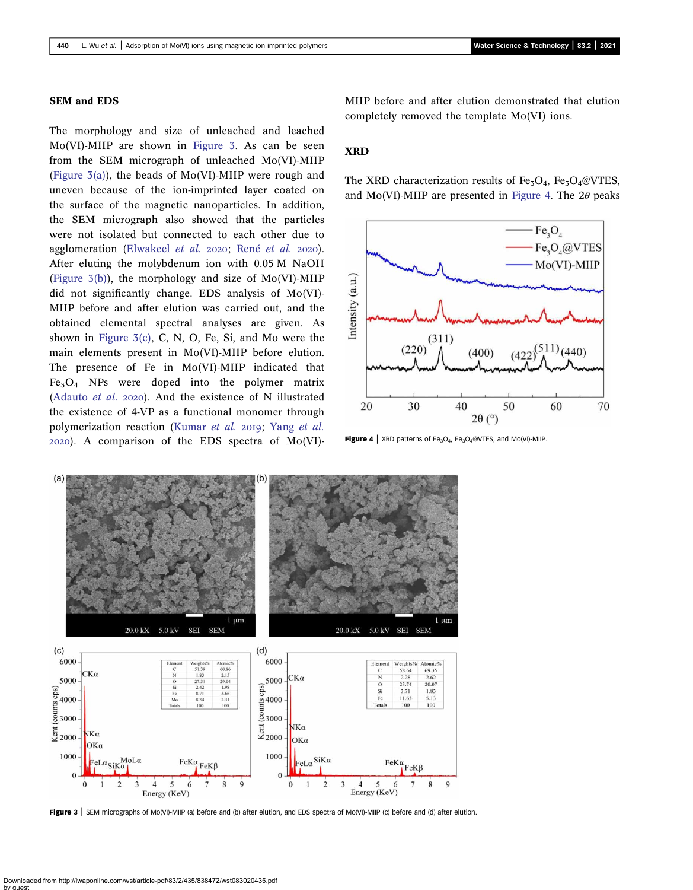## SEM and EDS

The morphology and size of unleached and leached Mo(VI)-MIIP are shown in Figure 3. As can be seen from the SEM micrograph of unleached Mo(VI)-MIIP (Figure 3(a)), the beads of Mo(VI)-MIIP were rough and uneven because of the ion-imprinted layer coated on the surface of the magnetic nanoparticles. In addition, the SEM micrograph also showed that the particles were not isolated but connected to each other due to agglomeration (Elwakeel *et al.* 2020; René *et al.* 2020). After eluting the molybdenum ion with 0.05 M NaOH (Figure 3(b)), the morphology and size of Mo(VI)-MIIP did not significantly change. EDS analysis of Mo(VI)-MIIP before and after elution was carried out, and the obtained elemental spectral analyses are given. As shown in Figure 3(c), C, N, O, Fe, Si, and Mo were the main elements present in Mo(VI)-MIIP before elution. The presence of Fe in Mo(VI)-MIIP indicated that $Fe_3O_4$ NPs were doped into the polymer matrix (Adauto *et al.* 2020). And the existence of N illustrated the existence of 4-VP as a functional monomer through polymerization reaction (Kumar *et al.* 2019; Yang *et al.* 2020). A comparison of the EDS spectra of Mo(VI)-MIIP before and after elution demonstrated that elution completely removed the template Mo(VI) ions.

## XRD

The XRD characterization results of $Fe_3O_4$, $Fe_3O_4$@VTES, and Mo(VI)-MIIP are presented in Figure 4. The $2\theta$ peaks

Figure 4 | XRD patterns of $Fe_3O_4$, $Fe_3O_4$@VTES, and Mo(VI)-MIIP.

(c)

| Element | Weights% | Atomic% |
|---|---|---|
| C | 51.39 | 60.86 |
| N | 1.83 | 2.15 |
| O | 27.31 | 29.04 |
| Si | 2.42 | 1.98 |
| Fe | 8.71 | 3.66 |
| Mo | 8.34 | 2.31 |
| Totals | 100 | 100 |

(d)

| Element | Weights% | Atomic% |
|---|---|---|
| C | 58.64 | 69.35 |
| N | 2.28 | 2.62 |
| O | 23.74 | 20.07 |
| Si | 3.71 | 1.83 |
| Fe | 11.63 | 5.13 |
| Totals | 100 | 100 |

Figure 3 | SEM micrographs of Mo(VI)-MIIP (a) before and (b) after elution, and EDS spectra of Mo(VI)-MIIP (c) before and (d) after elution.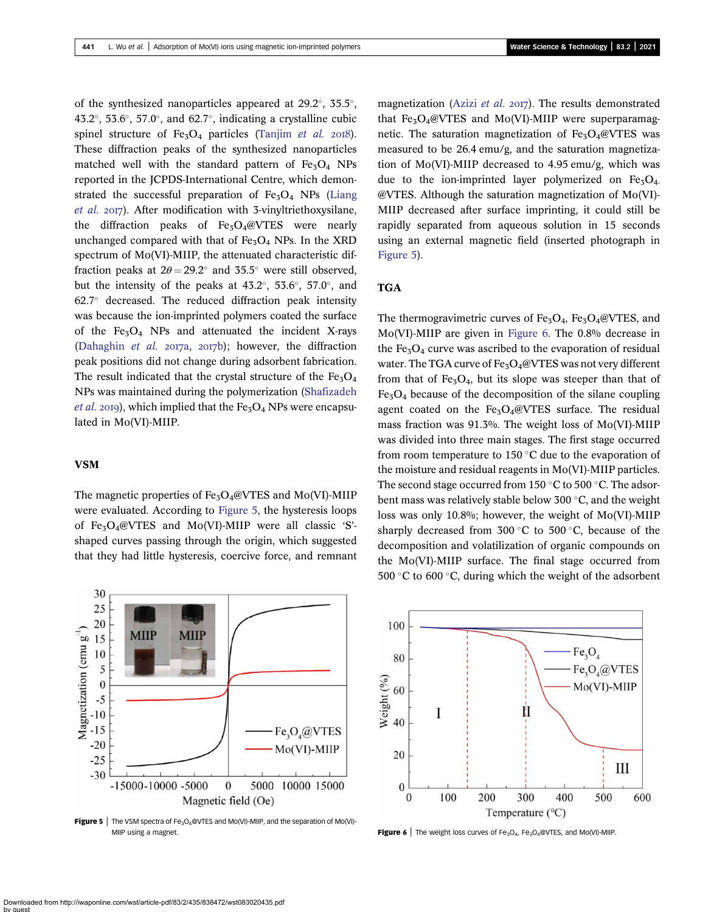of the synthesized nanoparticles appeared at 29.2°, 35.5°, 43.2°, 53.6°, 57.0°, and 62.7°, indicating a crystalline cubic spinel structure of $Fe_3O_4$ particles (Tanjim *et al.* 2018). These diffraction peaks of the synthesized nanoparticles matched well with the standard pattern of $Fe_3O_4$ NPs reported in the JCPDS-International Centre, which demonstrated the successful preparation of $Fe_3O_4$ NPs (Liang *et al.* 2017). After modification with 3-vinyltriethoxysilane, the diffraction peaks of $Fe_3O_4$@VTES were nearly unchanged compared with that of $Fe_3O_4$ NPs. In the XRD spectrum of Mo(VI)-MIIP, the attenuated characteristic diffraction peaks at $2\theta = 29.2°$ and 35.5° were still observed, but the intensity of the peaks at 43.2°, 53.6°, 57.0°, and 62.7° decreased. The reduced diffraction peak intensity was because the ion-imprinted polymers coated the surface of the $Fe_3O_4$ NPs and attenuated the incident X-rays (Dahaghin *et al.* 2017a, 2017b); however, the diffraction peak positions did not change during adsorbent fabrication. The result indicated that the crystal structure of the $Fe_3O_4$ NPs was maintained during the polymerization (Shafizadeh *et al.* 2019), which implied that the $Fe_3O_4$ NPs were encapsulated in Mo(VI)-MIIP.

## VSM

The magnetic properties of $Fe_3O_4$@VTES and Mo(VI)-MIIP were evaluated. According to Figure 5, the hysteresis loops of $Fe_3O_4$@VTES and Mo(VI)-MIIP were all classic 'S'-shaped curves passing through the origin, which suggested that they had little hysteresis, coercive force, and remnant magnetization (Azizi *et al.* 2017). The results demonstrated that $Fe_3O_4$@VTES and Mo(VI)-MIIP were superparamagnetic. The saturation magnetization of $Fe_3O_4$@VTES was measured to be 26.4 emu/g, and the saturation magnetization of Mo(VI)-MIIP decreased to 4.95 emu/g, which was due to the ion-imprinted layer polymerized on $Fe_3O_4$@VTES. Although the saturation magnetization of Mo(VI)-MIIP decreased after surface imprinting, it could still be rapidly separated from aqueous solution in 15 seconds using an external magnetic field (inserted photograph in Figure 5).

Figure 5 | The VSM spectra of $Fe_3O_4$@VTES and Mo(VI)-MIIP, and the separation of Mo(VI)-MIIP using a magnet.

## TGA

The thermogravimetric curves of $Fe_3O_4$, $Fe_3O_4$@VTES, and Mo(VI)-MIIP are given in Figure 6. The 0.8% decrease in the $Fe_3O_4$ curve was ascribed to the evaporation of residual water. The TGA curve of $Fe_3O_4$@VTES was not very different from that of $Fe_3O_4$, but its slope was steeper than that of $Fe_3O_4$ because of the decomposition of the silane coupling agent coated on the $Fe_3O_4$@VTES surface. The residual mass fraction was 91.3%. The weight loss of Mo(VI)-MIIP was divided into three main stages. The first stage occurred from room temperature to 150 °C due to the evaporation of the moisture and residual reagents in Mo(VI)-MIIP particles. The second stage occurred from 150 °C to 500 °C. The adsorbent mass was relatively stable below 300 °C, and the weight loss was only 10.8%; however, the weight of Mo(VI)-MIIP sharply decreased from 300 °C to 500 °C, because of the decomposition and volatilization of organic compounds on the Mo(VI)-MIIP surface. The final stage occurred from 500 °C to 600 °C, during which the weight of the adsorbent

Figure 6 | The weight loss curves of $Fe_3O_4$, $Fe_3O_4$@VTES, and Mo(VI)-MIIP.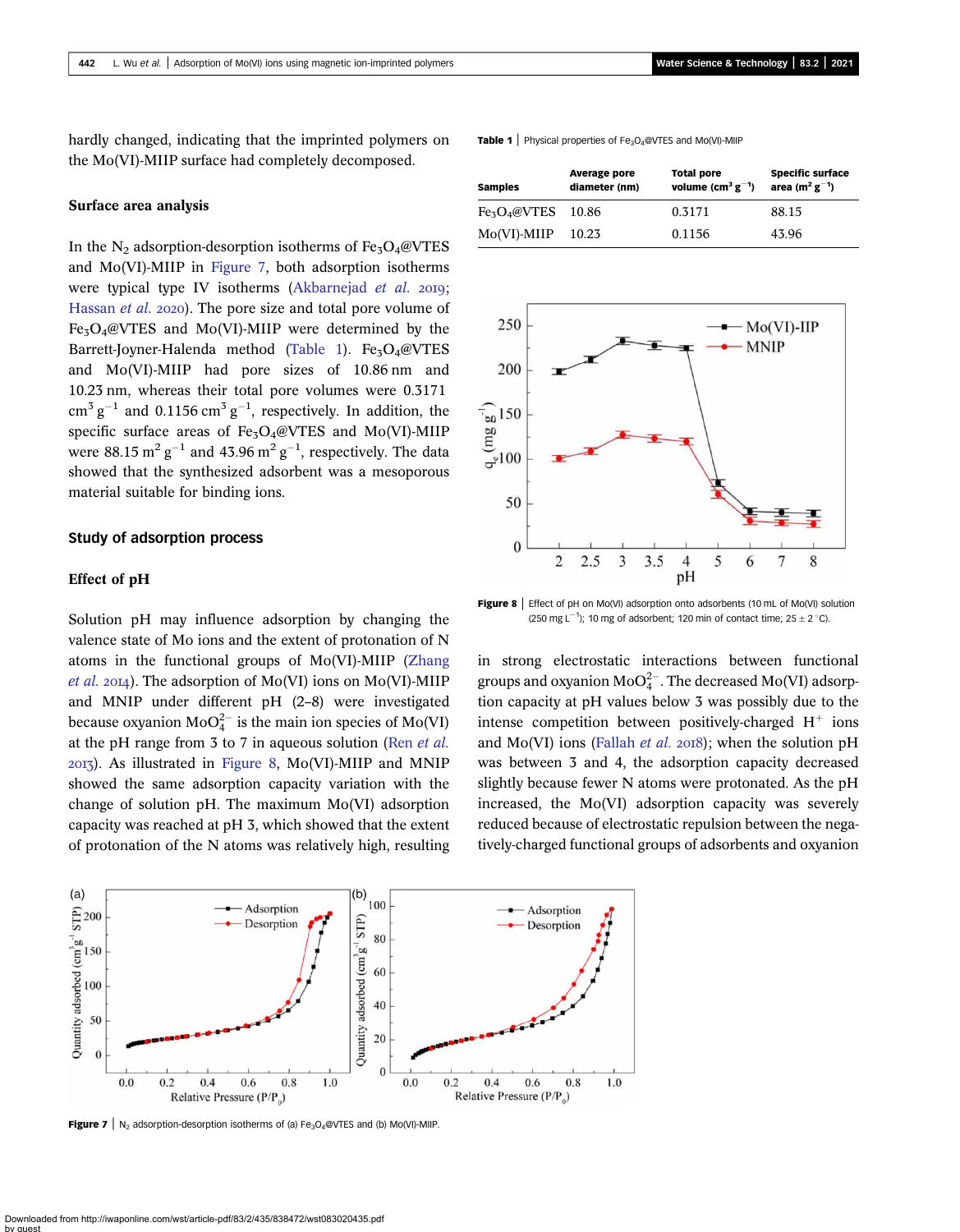hardly changed, indicating that the imprinted polymers on the Mo(VI)-MIIP surface had completely decomposed.

### Surface area analysis

In the $N_2$ adsorption-desorption isotherms of $Fe_3O_4$@VTES and Mo(VI)-MIIP in Figure 7, both adsorption isotherms were typical type IV isotherms (Akbarnejad *et al.* 2019; Hassan *et al.* 2020). The pore size and total pore volume of $Fe_3O_4$@VTES and Mo(VI)-MIIP were determined by the Barrett-Joyner-Halenda method (Table 1). $Fe_3O_4$@VTES and Mo(VI)-MIIP had pore sizes of 10.86 nm and 10.23 nm, whereas their total pore volumes were 0.3171 $cm^3\,g^{-1}$ and 0.1156 $cm^3\,g^{-1}$, respectively. In addition, the specific surface areas of $Fe_3O_4$@VTES and Mo(VI)-MIIP were 88.15 $m^2\,g^{-1}$ and 43.96 $m^2\,g^{-1}$, respectively. The data showed that the synthesized adsorbent was a mesoporous material suitable for binding ions.

**Table 1** | Physical properties of $Fe_3O_4$@VTES and Mo(VI)-MIIP

| Samples | Average pore diameter (nm) | Total pore volume ($cm^3\,g^{-1}$) | Specific surface area ($m^2\,g^{-1}$) |
|---|---|---|---|
| $Fe_3O_4$@VTES | 10.86 | 0.3171 | 88.15 |
| Mo(VI)-MIIP | 10.23 | 0.1156 | 43.96 |

### Study of adsorption process

#### Effect of pH

Solution pH may influence adsorption by changing the valence state of Mo ions and the extent of protonation of N atoms in the functional groups of Mo(VI)-MIIP (Zhang *et al.* 2014). The adsorption of Mo(VI) ions on Mo(VI)-MIIP and MNIP under different pH (2–8) were investigated because oxyanion $MoO_4^{2-}$ is the main ion species of Mo(VI) at the pH range from 3 to 7 in aqueous solution (Ren *et al.* 2013). As illustrated in Figure 8, Mo(VI)-MIIP and MNIP showed the same adsorption capacity variation with the change of solution pH. The maximum Mo(VI) adsorption capacity was reached at pH 3, which showed that the extent of protonation of the N atoms was relatively high, resulting in strong electrostatic interactions between functional groups and oxyanion $MoO_4^{2-}$. The decreased Mo(VI) adsorption capacity at pH values below 3 was possibly due to the intense competition between positively-charged $H^+$ ions and Mo(VI) ions (Fallah *et al.* 2018); when the solution pH was between 3 and 4, the adsorption capacity decreased slightly because fewer N atoms were protonated. As the pH increased, the Mo(VI) adsorption capacity was severely reduced because of electrostatic repulsion between the negatively-charged functional groups of adsorbents and oxyanion

**Figure 8** | Effect of pH on Mo(VI) adsorption onto adsorbents (10 mL of Mo(VI) solution (250 mg $L^{-1}$); 10 mg of adsorbent; 120 min of contact time; 25 ± 2 °C).

**Figure 7** | $N_2$ adsorption-desorption isotherms of (a) $Fe_3O_4$@VTES and (b) Mo(VI)-MIIP.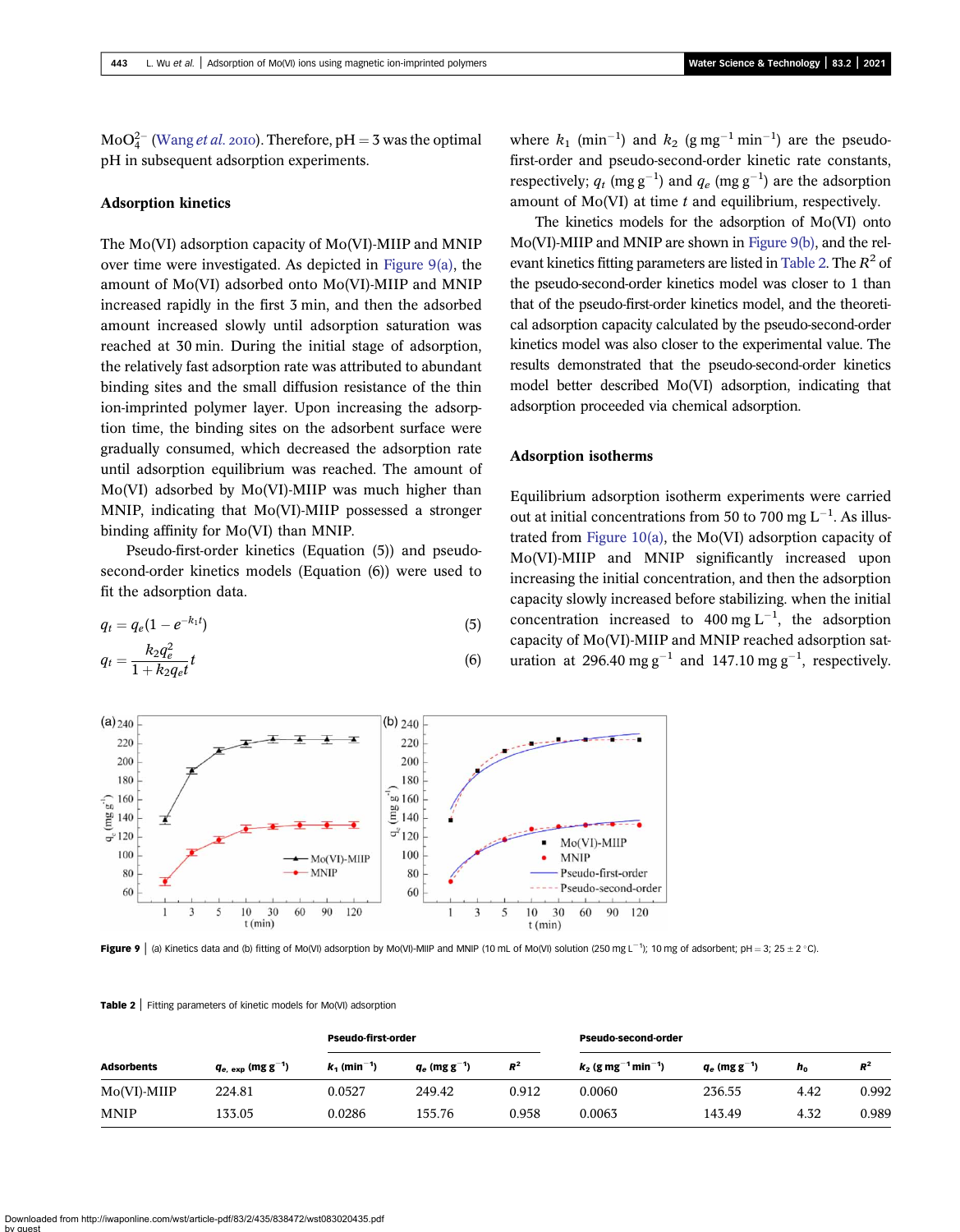$MoO_4^{2-}$ (Wang *et al.* 2010). Therefore, pH = 3 was the optimal pH in subsequent adsorption experiments.

### Adsorption kinetics

The Mo(VI) adsorption capacity of Mo(VI)-MIIP and MNIP over time were investigated. As depicted in Figure 9(a), the amount of Mo(VI) adsorbed onto Mo(VI)-MIIP and MNIP increased rapidly in the first 3 min, and then the adsorbed amount increased slowly until adsorption saturation was reached at 30 min. During the initial stage of adsorption, the relatively fast adsorption rate was attributed to abundant binding sites and the small diffusion resistance of the thin ion-imprinted polymer layer. Upon increasing the adsorption time, the binding sites on the adsorbent surface were gradually consumed, which decreased the adsorption rate until adsorption equilibrium was reached. The amount of Mo(VI) adsorbed by Mo(VI)-MIIP was much higher than MNIP, indicating that Mo(VI)-MIIP possessed a stronger binding affinity for Mo(VI) than MNIP.

Pseudo-first-order kinetics (Equation (5)) and pseudo-second-order kinetics models (Equation (6)) were used to fit the adsorption data.

$$q_t = q_e(1 - e^{-k_1 t}) \tag{5}$$

$$q_t = \frac{k_2 q_e^2}{1 + k_2 q_e t} t \tag{6}$$

where $k_1$ ($min^{-1}$) and $k_2$ ($g\ mg^{-1}\ min^{-1}$) are the pseudo-first-order and pseudo-second-order kinetic rate constants, respectively; $q_t$ ($mg\ g^{-1}$) and $q_e$ ($mg\ g^{-1}$) are the adsorption amount of Mo(VI) at time $t$ and equilibrium, respectively.

The kinetics models for the adsorption of Mo(VI) onto Mo(VI)-MIIP and MNIP are shown in Figure 9(b), and the relevant kinetics fitting parameters are listed in Table 2. The $R^2$ of the pseudo-second-order kinetics model was closer to 1 than that of the pseudo-first-order kinetics model, and the theoretical adsorption capacity calculated by the pseudo-second-order kinetics model was also closer to the experimental value. The results demonstrated that the pseudo-second-order kinetics model better described Mo(VI) adsorption, indicating that adsorption proceeded via chemical adsorption.

### Adsorption isotherms

Equilibrium adsorption isotherm experiments were carried out at initial concentrations from 50 to 700 $mg\ L^{-1}$. As illustrated from Figure 10(a), the Mo(VI) adsorption capacity of Mo(VI)-MIIP and MNIP significantly increased upon increasing the initial concentration, and then the adsorption capacity slowly increased before stabilizing. when the initial concentration increased to 400 $mg\ L^{-1}$, the adsorption capacity of Mo(VI)-MIIP and MNIP reached adsorption saturation at 296.40 $mg\ g^{-1}$ and 147.10 $mg\ g^{-1}$, respectively.

**Figure 9** | (a) Kinetics data and (b) fitting of Mo(VI) adsorption by Mo(VI)-MIIP and MNIP (10 mL of Mo(VI) solution (250 $mg\ L^{-1}$); 10 mg of adsorbent; pH = 3; 25 ± 2 °C).

**Table 2** | Fitting parameters of kinetic models for Mo(VI) adsorption

| | | Pseudo-first-order | | | Pseudo-second-order | | | |
|---|---|---|---|---|---|---|---|---|
| **Adsorbents** | **$q_{e,\ exp}$ ($mg\ g^{-1}$)** | **$k_1$ ($min^{-1}$)** | **$q_e$ ($mg\ g^{-1}$)** | **$R^2$** | **$k_2$ ($g\ mg^{-1}\ min^{-1}$)** | **$q_e$ ($mg\ g^{-1}$)** | **$h_0$** | **$R^2$** |
| Mo(VI)-MIIP | 224.81 | 0.0527 | 249.42 | 0.912 | 0.0060 | 236.55 | 4.42 | 0.992 |
| MNIP | 133.05 | 0.0286 | 155.76 | 0.958 | 0.0063 | 143.49 | 4.32 | 0.989 |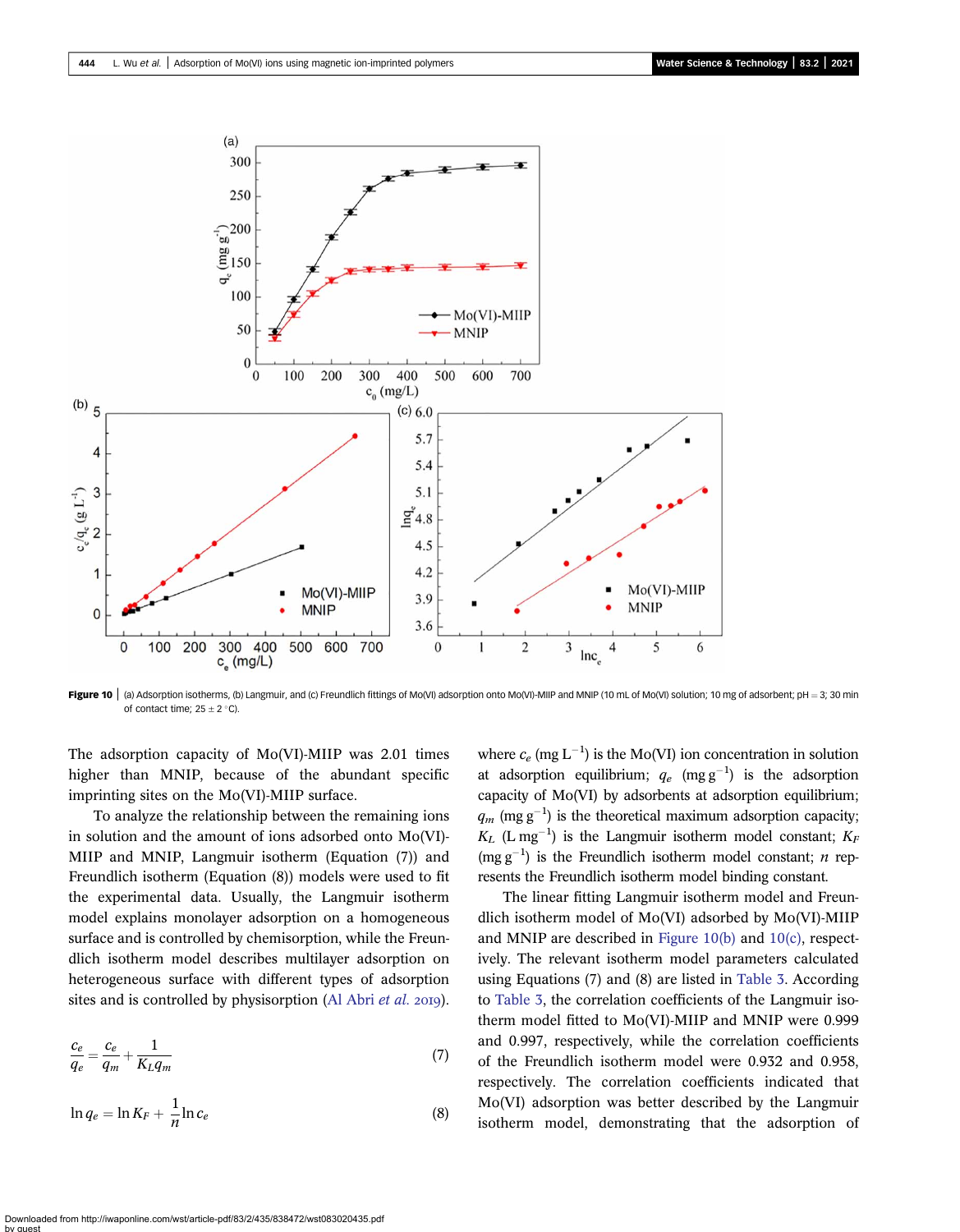**Figure 10** | (a) Adsorption isotherms, (b) Langmuir, and (c) Freundlich fittings of Mo(VI) adsorption onto Mo(VI)-MIIP and MNIP (10 mL of Mo(VI) solution; 10 mg of adsorbent; pH = 3; 30 min of contact time; 25 ± 2 °C).

The adsorption capacity of Mo(VI)-MIIP was 2.01 times higher than MNIP, because of the abundant specific imprinting sites on the Mo(VI)-MIIP surface.

To analyze the relationship between the remaining ions in solution and the amount of ions adsorbed onto Mo(VI)-MIIP and MNIP, Langmuir isotherm (Equation (7)) and Freundlich isotherm (Equation (8)) models were used to fit the experimental data. Usually, the Langmuir isotherm model explains monolayer adsorption on a homogeneous surface and is controlled by chemisorption, while the Freundlich isotherm model describes multilayer adsorption on heterogeneous surface with different types of adsorption sites and is controlled by physisorption (Al Abri *et al.* 2019).

$$\frac{c_e}{q_e} = \frac{c_e}{q_m} + \frac{1}{K_L q_m} \tag{7}$$

$$\ln q_e = \ln K_F + \frac{1}{n} \ln c_e \tag{8}$$

where $c_e$ (mg $L^{-1}$) is the Mo(VI) ion concentration in solution at adsorption equilibrium; $q_e$ (mg $g^{-1}$) is the adsorption capacity of Mo(VI) by adsorbents at adsorption equilibrium; $q_m$ (mg $g^{-1}$) is the theoretical maximum adsorption capacity; $K_L$ (L $mg^{-1}$) is the Langmuir isotherm model constant; $K_F$ (mg $g^{-1}$) is the Freundlich isotherm model constant; $n$ represents the Freundlich isotherm model binding constant.

The linear fitting Langmuir isotherm model and Freundlich isotherm model of Mo(VI) adsorbed by Mo(VI)-MIIP and MNIP are described in Figure 10(b) and 10(c), respectively. The relevant isotherm model parameters calculated using Equations (7) and (8) are listed in Table 3. According to Table 3, the correlation coefficients of the Langmuir isotherm model fitted to Mo(VI)-MIIP and MNIP were 0.999 and 0.997, respectively, while the correlation coefficients of the Freundlich isotherm model were 0.932 and 0.958, respectively. The correlation coefficients indicated that Mo(VI) adsorption was better described by the Langmuir isotherm model, demonstrating that the adsorption of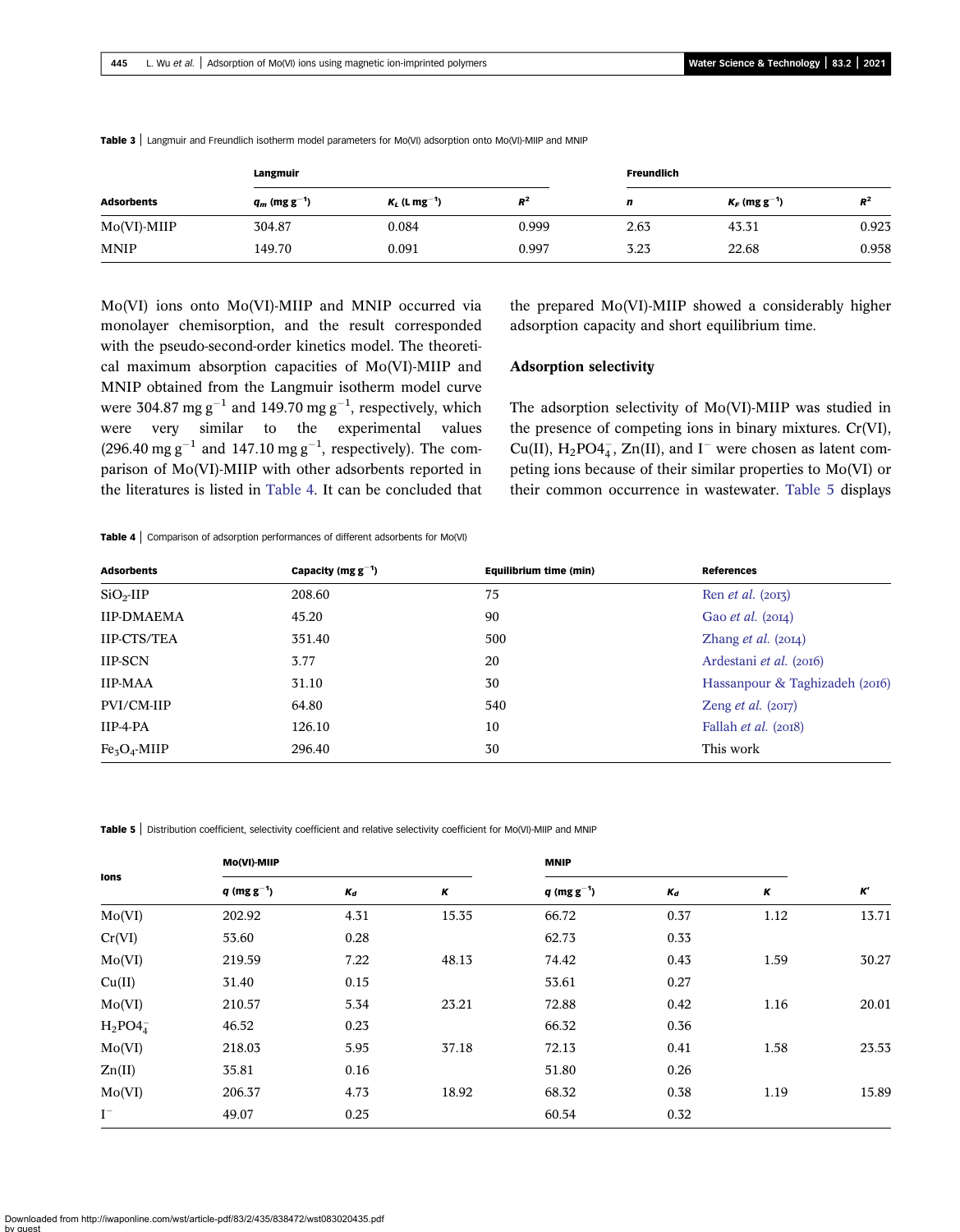**Table 3** | Langmuir and Freundlich isotherm model parameters for Mo(VI) adsorption onto Mo(VI)-MIIP and MNIP

| Adsorbents | Langmuir | | | Freundlich | | |
|---|---|---|---|---|---|---|
| | $q_m$ (mg $g^{-1}$) | $K_L$ (L $mg^{-1}$) | $R^2$ | $n$ | $K_F$ (mg $g^{-1}$) | $R^2$ |
| Mo(VI)-MIIP | 304.87 | 0.084 | 0.999 | 2.63 | 43.31 | 0.923 |
| MNIP | 149.70 | 0.091 | 0.997 | 3.23 | 22.68 | 0.958 |

Mo(VI) ions onto Mo(VI)-MIIP and MNIP occurred via monolayer chemisorption, and the result corresponded with the pseudo-second-order kinetics model. The theoretical maximum absorption capacities of Mo(VI)-MIIP and MNIP obtained from the Langmuir isotherm model curve were 304.87 mg $g^{-1}$ and 149.70 mg $g^{-1}$, respectively, which were very similar to the experimental values (296.40 mg $g^{-1}$ and 147.10 mg $g^{-1}$, respectively). The comparison of Mo(VI)-MIIP with other adsorbents reported in the literatures is listed in Table 4. It can be concluded that the prepared Mo(VI)-MIIP showed a considerably higher adsorption capacity and short equilibrium time.

## Adsorption selectivity

The adsorption selectivity of Mo(VI)-MIIP was studied in the presence of competing ions in binary mixtures. Cr(VI), Cu(II), $H_2PO4_4^-$, Zn(II), and $I^-$ were chosen as latent competing ions because of their similar properties to Mo(VI) or their common occurrence in wastewater. Table 5 displays

**Table 4** | Comparison of adsorption performances of different adsorbents for Mo(VI)

| Adsorbents | Capacity (mg $g^{-1}$) | Equilibrium time (min) | References |
|---|---|---|---|
| $SiO_2$-IIP | 208.60 | 75 | Ren *et al.* (2013) |
| IIP-DMAEMA | 45.20 | 90 | Gao *et al.* (2014) |
| IIP-CTS/TEA | 351.40 | 500 | Zhang *et al.* (2014) |
| IIP-SCN | 3.77 | 20 | Ardestani *et al.* (2016) |
| IIP-MAA | 31.10 | 30 | Hassanpour & Taghizadeh (2016) |
| PVI/CM-IIP | 64.80 | 540 | Zeng *et al.* (2017) |
| IIP-4-PA | 126.10 | 10 | Fallah *et al.* (2018) |
| $Fe_3O_4$-MIIP | 296.40 | 30 | This work |

**Table 5** | Distribution coefficient, selectivity coefficient and relative selectivity coefficient for Mo(VI)-MIIP and MNIP

| Ions | Mo(VI)-MIIP | | | MNIP | | | |
|---|---|---|---|---|---|---|---|
| | $q$ (mg $g^{-1}$) | $K_d$ | $K$ | $q$ (mg $g^{-1}$) | $K_d$ | $K$ | $K'$ |
| Mo(VI) | 202.92 | 4.31 | 15.35 | 66.72 | 0.37 | 1.12 | 13.71 |
| Cr(VI) | 53.60 | 0.28 | | 62.73 | 0.33 | | |
| Mo(VI) | 219.59 | 7.22 | 48.13 | 74.42 | 0.43 | 1.59 | 30.27 |
| Cu(II) | 31.40 | 0.15 | | 53.61 | 0.27 | | |
| Mo(VI) | 210.57 | 5.34 | 23.21 | 72.88 | 0.42 | 1.16 | 20.01 |
| $H_2PO4_4^-$ | 46.52 | 0.23 | | 66.32 | 0.36 | | |
| Mo(VI) | 218.03 | 5.95 | 37.18 | 72.13 | 0.41 | 1.58 | 23.53 |
| Zn(II) | 35.81 | 0.16 | | 51.80 | 0.26 | | |
| Mo(VI) | 206.37 | 4.73 | 18.92 | 68.32 | 0.38 | 1.19 | 15.89 |
| $I^-$ | 49.07 | 0.25 | | 60.54 | 0.32 | | |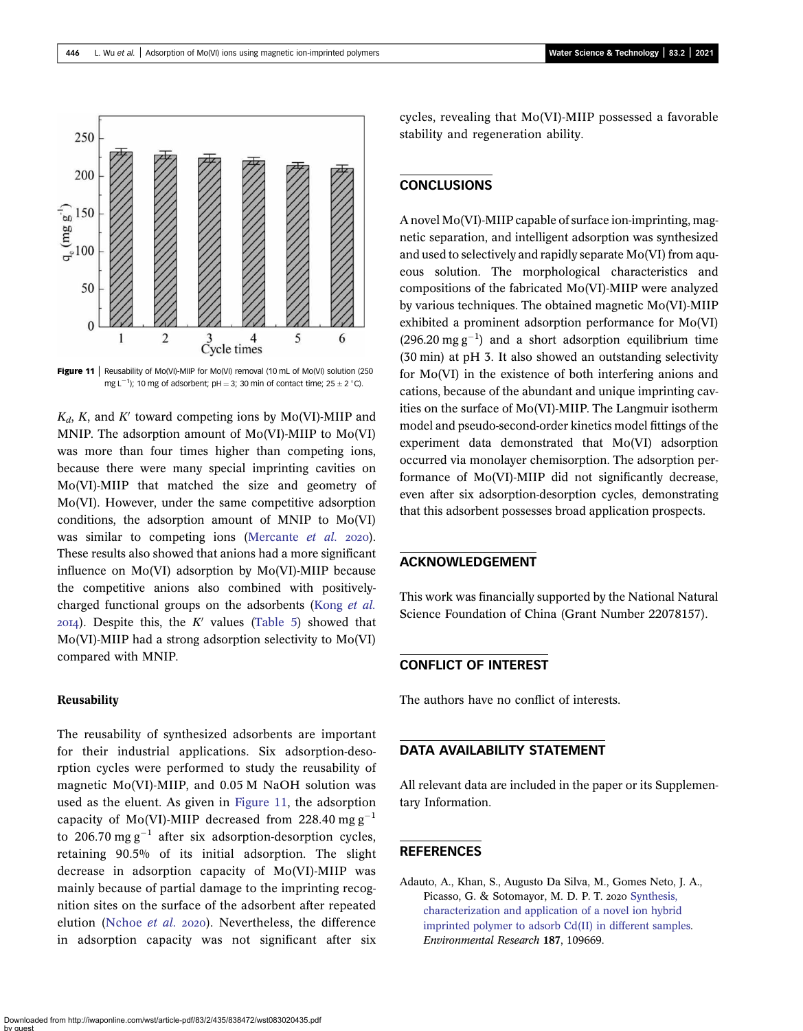Figure 11 | Reusability of Mo(VI)-MIIP for Mo(VI) removal (10 mL of Mo(VI) solution (250 mg $L^{-1}$); 10 mg of adsorbent; pH = 3; 30 min of contact time; 25 ± 2 °C).

$K_d$, $K$, and $K'$ toward competing ions by Mo(VI)-MIIP and MNIP. The adsorption amount of Mo(VI)-MIIP to Mo(VI) was more than four times higher than competing ions, because there were many special imprinting cavities on Mo(VI)-MIIP that matched the size and geometry of Mo(VI). However, under the same competitive adsorption conditions, the adsorption amount of MNIP to Mo(VI) was similar to competing ions (Mercante *et al.* 2020). These results also showed that anions had a more significant influence on Mo(VI) adsorption by Mo(VI)-MIIP because the competitive anions also combined with positively-charged functional groups on the adsorbents (Kong *et al.* 2014). Despite this, the $K'$ values (Table 5) showed that Mo(VI)-MIIP had a strong adsorption selectivity to Mo(VI) compared with MNIP.

### Reusability

The reusability of synthesized adsorbents are important for their industrial applications. Six adsorption-desorption cycles were performed to study the reusability of magnetic Mo(VI)-MIIP, and 0.05 M NaOH solution was used as the eluent. As given in Figure 11, the adsorption capacity of Mo(VI)-MIIP decreased from 228.40 mg $g^{-1}$ to 206.70 mg $g^{-1}$ after six adsorption-desorption cycles, retaining 90.5% of its initial adsorption. The slight decrease in adsorption capacity of Mo(VI)-MIIP was mainly because of partial damage to the imprinting recognition sites on the surface of the adsorbent after repeated elution (Nchoe *et al.* 2020). Nevertheless, the difference in adsorption capacity was not significant after six cycles, revealing that Mo(VI)-MIIP possessed a favorable stability and regeneration ability.

## CONCLUSIONS

A novel Mo(VI)-MIIP capable of surface ion-imprinting, magnetic separation, and intelligent adsorption was synthesized and used to selectively and rapidly separate Mo(VI) from aqueous solution. The morphological characteristics and compositions of the fabricated Mo(VI)-MIIP were analyzed by various techniques. The obtained magnetic Mo(VI)-MIIP exhibited a prominent adsorption performance for Mo(VI) (296.20 mg $g^{-1}$) and a short adsorption equilibrium time (30 min) at pH 3. It also showed an outstanding selectivity for Mo(VI) in the existence of both interfering anions and cations, because of the abundant and unique imprinting cavities on the surface of Mo(VI)-MIIP. The Langmuir isotherm model and pseudo-second-order kinetics model fittings of the experiment data demonstrated that Mo(VI) adsorption occurred via monolayer chemisorption. The adsorption performance of Mo(VI)-MIIP did not significantly decrease, even after six adsorption-desorption cycles, demonstrating that this adsorbent possesses broad application prospects.

## ACKNOWLEDGEMENT

This work was financially supported by the National Natural Science Foundation of China (Grant Number 22078157).

## CONFLICT OF INTEREST

The authors have no conflict of interests.

## DATA AVAILABILITY STATEMENT

All relevant data are included in the paper or its Supplementary Information.

## REFERENCES

Adauto, A., Khan, S., Augusto Da Silva, M., Gomes Neto, J. A., Picasso, G. & Sotomayor, M. D. P. T. 2020 Synthesis, characterization and application of a novel ion hybrid imprinted polymer to adsorb Cd(II) in different samples. *Environmental Research* **187**, 109669.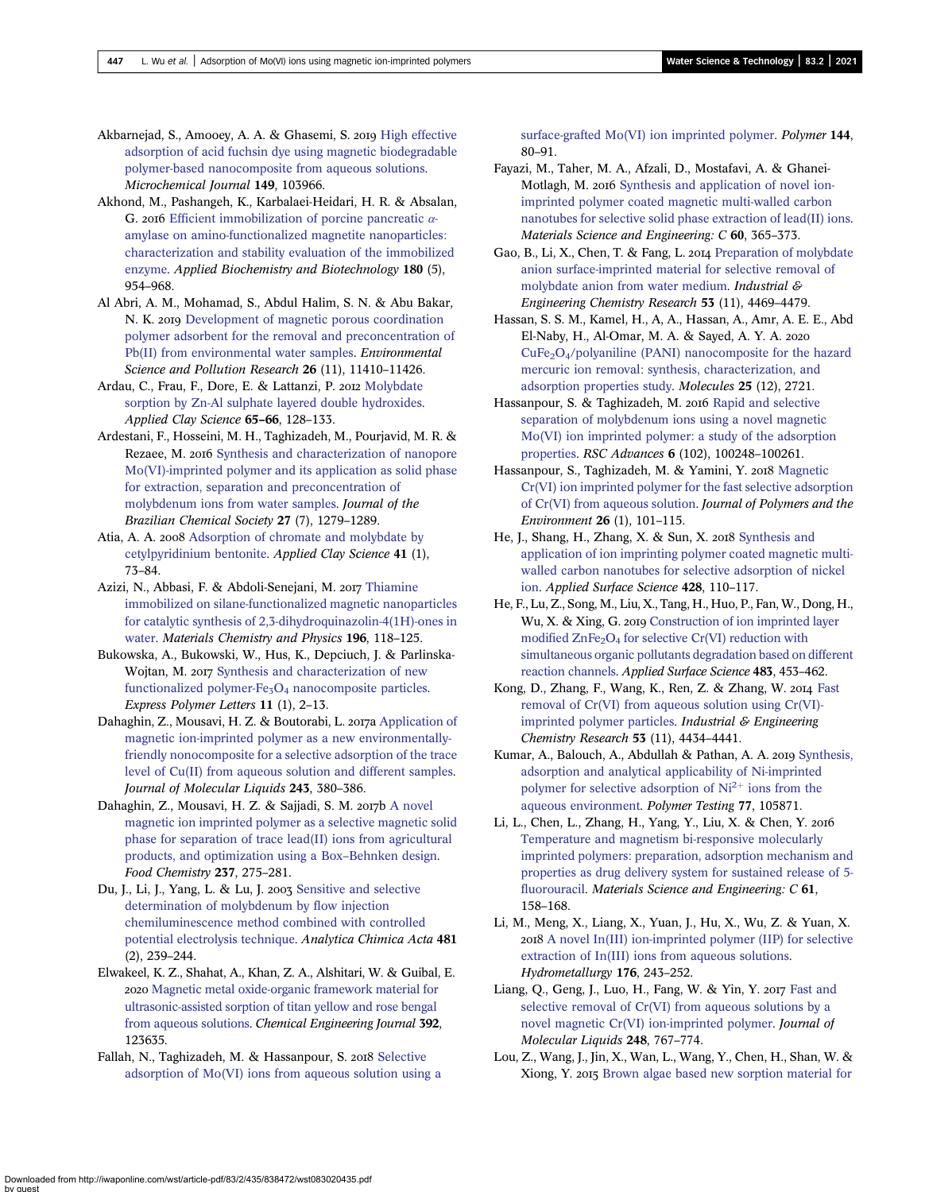Akbarnejad, S., Amooey, A. A. & Ghasemi, S. 2019 High effective adsorption of acid fuchsin dye using magnetic biodegradable polymer-based nanocomposite from aqueous solutions. *Microchemical Journal* **149**, 103966.

Akhond, M., Pashangeh, K., Karbalaei-Heidari, H. R. & Absalan, G. 2016 Efficient immobilization of porcine pancreatic α-amylase on amino-functionalized magnetite nanoparticles: characterization and stability evaluation of the immobilized enzyme. *Applied Biochemistry and Biotechnology* **180** (5), 954–968.

Al Abri, A. M., Mohamad, S., Abdul Halim, S. N. & Abu Bakar, N. K. 2019 Development of magnetic porous coordination polymer adsorbent for the removal and preconcentration of Pb(II) from environmental water samples. *Environmental Science and Pollution Research* **26** (11), 11410–11426.

Ardau, C., Frau, F., Dore, E. & Lattanzi, P. 2012 Molybdate sorption by Zn-Al sulphate layered double hydroxides. *Applied Clay Science* **65–66**, 128–133.

Ardestani, F., Hosseini, M. H., Taghizadeh, M., Pourjavid, M. R. & Rezaee, M. 2016 Synthesis and characterization of nanopore Mo(VI)-imprinted polymer and its application as solid phase for extraction, separation and preconcentration of molybdenum ions from water samples. *Journal of the Brazilian Chemical Society* **27** (7), 1279–1289.

Atia, A. A. 2008 Adsorption of chromate and molybdate by cetylpyridinium bentonite. *Applied Clay Science* **41** (1), 73–84.

Azizi, N., Abbasi, F. & Abdoli-Senejani, M. 2017 Thiamine immobilized on silane-functionalized magnetic nanoparticles for catalytic synthesis of 2,3-dihydroquinazolin-4(1H)-ones in water. *Materials Chemistry and Physics* **196**, 118–125.

Bukowska, A., Bukowski, W., Hus, K., Depciuch, J. & Parlinska-Wojtan, M. 2017 Synthesis and characterization of new functionalized polymer-$Fe_3O_4$ nanocomposite particles. *Express Polymer Letters* **11** (1), 2–13.

Dahaghin, Z., Mousavi, H. Z. & Boutorabi, L. 2017a Application of magnetic ion-imprinted polymer as a new environmentally-friendly nonocomposite for a selective adsorption of the trace level of Cu(II) from aqueous solution and different samples. *Journal of Molecular Liquids* **243**, 380–386.

Dahaghin, Z., Mousavi, H. Z. & Sajjadi, S. M. 2017b A novel magnetic ion imprinted polymer as a selective magnetic solid phase for separation of trace lead(II) ions from agricultural products, and optimization using a Box–Behnken design. *Food Chemistry* **237**, 275–281.

Du, J., Li, J., Yang, L. & Lu, J. 2003 Sensitive and selective determination of molybdenum by flow injection chemiluminescence method combined with controlled potential electrolysis technique. *Analytica Chimica Acta* **481** (2), 239–244.

Elwakeel, K. Z., Shahat, A., Khan, Z. A., Alshitari, W. & Guibal, E. 2020 Magnetic metal oxide-organic framework material for ultrasonic-assisted sorption of titan yellow and rose bengal from aqueous solutions. *Chemical Engineering Journal* **392**, 123635.

Fallah, N., Taghizadeh, M. & Hassanpour, S. 2018 Selective adsorption of Mo(VI) ions from aqueous solution using a surface-grafted Mo(VI) ion imprinted polymer. *Polymer* **144**, 80–91.

Fayazi, M., Taher, M. A., Afzali, D., Mostafavi, A. & Ghanei-Motlagh, M. 2016 Synthesis and application of novel ion-imprinted polymer coated magnetic multi-walled carbon nanotubes for selective solid phase extraction of lead(II) ions. *Materials Science and Engineering: C* **60**, 365–373.

Gao, B., Li, X., Chen, T. & Fang, L. 2014 Preparation of molybdate anion surface-imprinted material for selective removal of molybdate anion from water medium. *Industrial & Engineering Chemistry Research* **53** (11), 4469–4479.

Hassan, S. S. M., Kamel, H., A, A., Hassan, A., Amr, A. E. E., Abd El-Naby, H., Al-Omar, M. A. & Sayed, A. Y. A. 2020 $CuFe_2O_4$/polyaniline (PANI) nanocomposite for the hazard mercuric ion removal: synthesis, characterization, and adsorption properties study. *Molecules* **25** (12), 2721.

Hassanpour, S. & Taghizadeh, M. 2016 Rapid and selective separation of molybdenum ions using a novel magnetic Mo(VI) ion imprinted polymer: a study of the adsorption properties. *RSC Advances* **6** (102), 100248–100261.

Hassanpour, S., Taghizadeh, M. & Yamini, Y. 2018 Magnetic Cr(VI) ion imprinted polymer for the fast selective adsorption of Cr(VI) from aqueous solution. *Journal of Polymers and the Environment* **26** (1), 101–115.

He, J., Shang, H., Zhang, X. & Sun, X. 2018 Synthesis and application of ion imprinting polymer coated magnetic multi-walled carbon nanotubes for selective adsorption of nickel ion. *Applied Surface Science* **428**, 110–117.

He, F., Lu, Z., Song, M., Liu, X., Tang, H., Huo, P., Fan, W., Dong, H., Wu, X. & Xing, G. 2019 Construction of ion imprinted layer modified $ZnFe_2O_4$ for selective Cr(VI) reduction with simultaneous organic pollutants degradation based on different reaction channels. *Applied Surface Science* **483**, 453–462.

Kong, D., Zhang, F., Wang, K., Ren, Z. & Zhang, W. 2014 Fast removal of Cr(VI) from aqueous solution using Cr(VI)-imprinted polymer particles. *Industrial & Engineering Chemistry Research* **53** (11), 4434–4441.

Kumar, A., Balouch, A., Abdullah & Pathan, A. A. 2019 Synthesis, adsorption and analytical applicability of Ni-imprinted polymer for selective adsorption of $Ni^{2+}$ ions from the aqueous environment. *Polymer Testing* **77**, 105871.

Li, L., Chen, L., Zhang, H., Yang, Y., Liu, X. & Chen, Y. 2016 Temperature and magnetism bi-responsive molecularly imprinted polymers: preparation, adsorption mechanism and properties as drug delivery system for sustained release of 5-fluorouracil. *Materials Science and Engineering: C* **61**, 158–168.

Li, M., Meng, X., Liang, X., Yuan, J., Hu, X., Wu, Z. & Yuan, X. 2018 A novel In(III) ion-imprinted polymer (IIP) for selective extraction of In(III) ions from aqueous solutions. *Hydrometallurgy* **176**, 243–252.

Liang, Q., Geng, J., Luo, H., Fang, W. & Yin, Y. 2017 Fast and selective removal of Cr(VI) from aqueous solutions by a novel magnetic Cr(VI) ion-imprinted polymer. *Journal of Molecular Liquids* **248**, 767–774.

Lou, Z., Wang, J., Jin, X., Wan, L., Wang, Y., Chen, H., Shan, W. & Xiong, Y. 2015 Brown algae based new sorption material for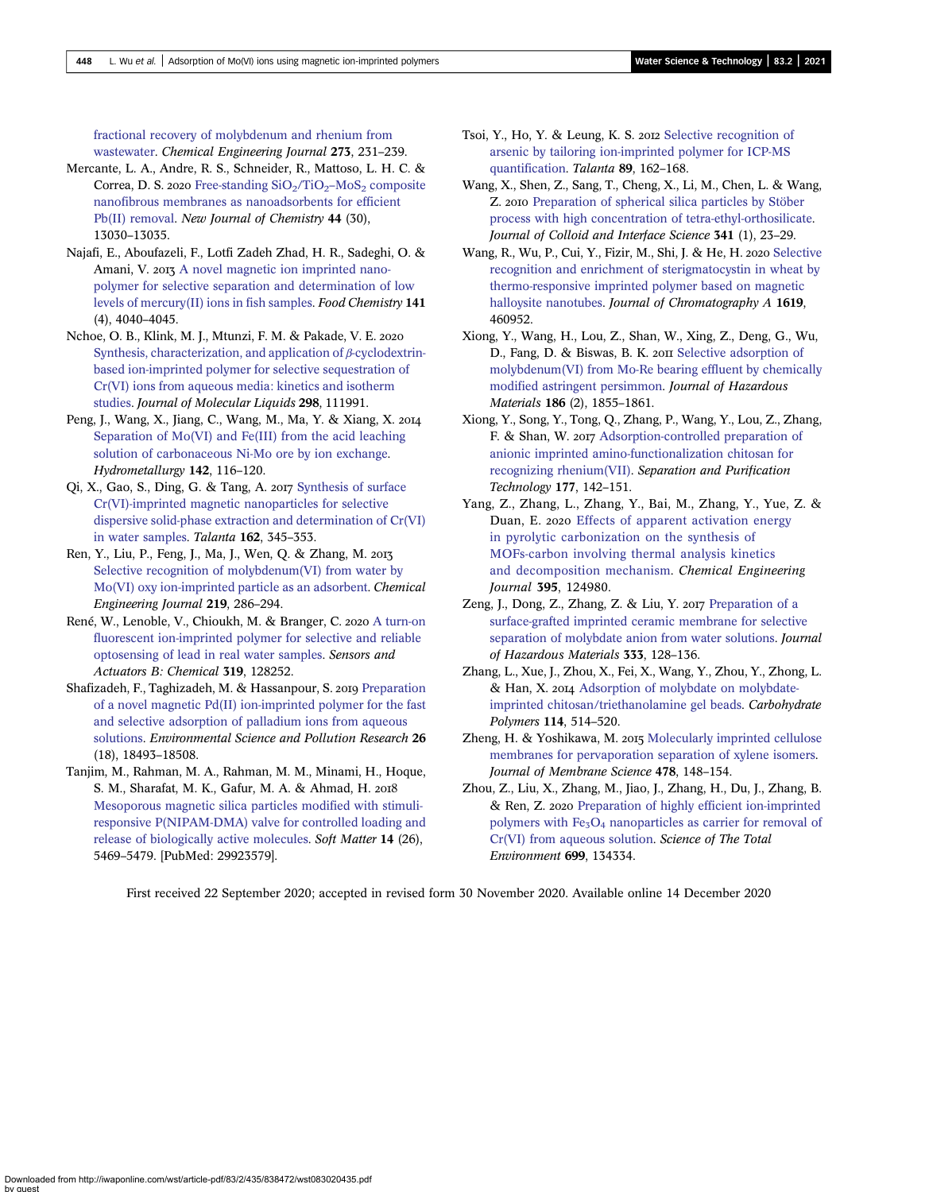fractional recovery of molybdenum and rhenium from wastewater. *Chemical Engineering Journal* **273**, 231–239.

Mercante, L. A., Andre, R. S., Schneider, R., Mattoso, L. H. C. & Correa, D. S. 2020 Free-standing $SiO_2/TiO_2$–$MoS_2$ composite nanofibrous membranes as nanoadsorbents for efficient Pb(II) removal. *New Journal of Chemistry* **44** (30), 13030–13035.

Najafi, E., Aboufazeli, F., Lotfi Zadeh Zhad, H. R., Sadeghi, O. & Amani, V. 2013 A novel magnetic ion imprinted nano-polymer for selective separation and determination of low levels of mercury(II) ions in fish samples. *Food Chemistry* **141** (4), 4040–4045.

Nchoe, O. B., Klink, M. J., Mtunzi, F. M. & Pakade, V. E. 2020 Synthesis, characterization, and application of β-cyclodextrin-based ion-imprinted polymer for selective sequestration of Cr(VI) ions from aqueous media: kinetics and isotherm studies. *Journal of Molecular Liquids* **298**, 111991.

Peng, J., Wang, X., Jiang, C., Wang, M., Ma, Y. & Xiang, X. 2014 Separation of Mo(VI) and Fe(III) from the acid leaching solution of carbonaceous Ni-Mo ore by ion exchange. *Hydrometallurgy* **142**, 116–120.

Qi, X., Gao, S., Ding, G. & Tang, A. 2017 Synthesis of surface Cr(VI)-imprinted magnetic nanoparticles for selective dispersive solid-phase extraction and determination of Cr(VI) in water samples. *Talanta* **162**, 345–353.

Ren, Y., Liu, P., Feng, J., Ma, J., Wen, Q. & Zhang, M. 2013 Selective recognition of molybdenum(VI) from water by Mo(VI) oxy ion-imprinted particle as an adsorbent. *Chemical Engineering Journal* **219**, 286–294.

René, W., Lenoble, V., Chioukh, M. & Branger, C. 2020 A turn-on fluorescent ion-imprinted polymer for selective and reliable optosensing of lead in real water samples. *Sensors and Actuators B: Chemical* **319**, 128252.

Shafizadeh, F., Taghizadeh, M. & Hassanpour, S. 2019 Preparation of a novel magnetic Pd(II) ion-imprinted polymer for the fast and selective adsorption of palladium ions from aqueous solutions. *Environmental Science and Pollution Research* **26** (18), 18493–18508.

Tanjim, M., Rahman, M. A., Rahman, M. M., Minami, H., Hoque, S. M., Sharafat, M. K., Gafur, M. A. & Ahmad, H. 2018 Mesoporous magnetic silica particles modified with stimuli-responsive P(NIPAM-DMA) valve for controlled loading and release of biologically active molecules. *Soft Matter* **14** (26), 5469–5479. [PubMed: 29923579].

Tsoi, Y., Ho, Y. & Leung, K. S. 2012 Selective recognition of arsenic by tailoring ion-imprinted polymer for ICP-MS quantification. *Talanta* **89**, 162–168.

Wang, X., Shen, Z., Sang, T., Cheng, X., Li, M., Chen, L. & Wang, Z. 2010 Preparation of spherical silica particles by Stöber process with high concentration of tetra-ethyl-orthosilicate. *Journal of Colloid and Interface Science* **341** (1), 23–29.

Wang, R., Wu, P., Cui, Y., Fizir, M., Shi, J. & He, H. 2020 Selective recognition and enrichment of sterigmatocystin in wheat by thermo-responsive imprinted polymer based on magnetic halloysite nanotubes. *Journal of Chromatography A* **1619**, 460952.

Xiong, Y., Wang, H., Lou, Z., Shan, W., Xing, Z., Deng, G., Wu, D., Fang, D. & Biswas, B. K. 2011 Selective adsorption of molybdenum(VI) from Mo-Re bearing effluent by chemically modified astringent persimmon. *Journal of Hazardous Materials* **186** (2), 1855–1861.

Xiong, Y., Song, Y., Tong, Q., Zhang, P., Wang, Y., Lou, Z., Zhang, F. & Shan, W. 2017 Adsorption-controlled preparation of anionic imprinted amino-functionalization chitosan for recognizing rhenium(VII). *Separation and Purification Technology* **177**, 142–151.

Yang, Z., Zhang, L., Zhang, Y., Bai, M., Zhang, Y., Yue, Z. & Duan, E. 2020 Effects of apparent activation energy in pyrolytic carbonization on the synthesis of MOFs-carbon involving thermal analysis kinetics and decomposition mechanism. *Chemical Engineering Journal* **395**, 124980.

Zeng, J., Dong, Z., Zhang, Z. & Liu, Y. 2017 Preparation of a surface-grafted imprinted ceramic membrane for selective separation of molybdate anion from water solutions. *Journal of Hazardous Materials* **333**, 128–136.

Zhang, L., Xue, J., Zhou, X., Fei, X., Wang, Y., Zhou, Y., Zhong, L. & Han, X. 2014 Adsorption of molybdate on molybdate-imprinted chitosan/triethanolamine gel beads. *Carbohydrate Polymers* **114**, 514–520.

Zheng, H. & Yoshikawa, M. 2015 Molecularly imprinted cellulose membranes for pervaporation separation of xylene isomers. *Journal of Membrane Science* **478**, 148–154.

Zhou, Z., Liu, X., Zhang, M., Jiao, J., Zhang, H., Du, J., Zhang, B. & Ren, Z. 2020 Preparation of highly efficient ion-imprinted polymers with $Fe_3O_4$ nanoparticles as carrier for removal of Cr(VI) from aqueous solution. *Science of The Total Environment* **699**, 134334.

First received 22 September 2020; accepted in revised form 30 November 2020. Available online 14 December 2020